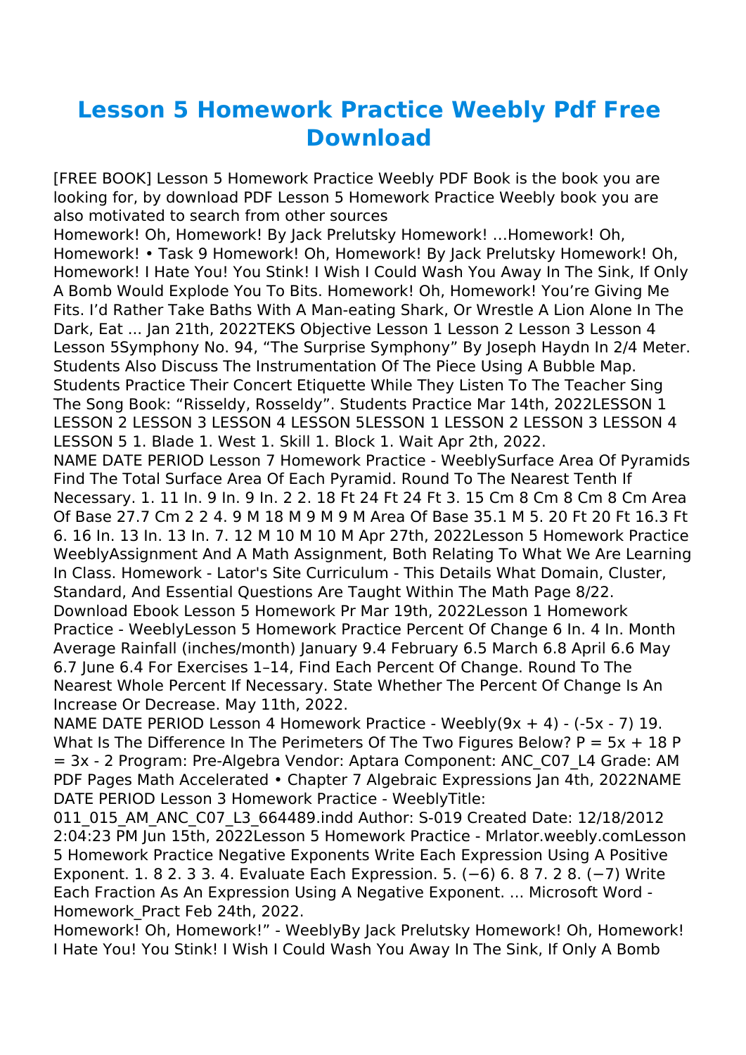# Lesson 5 Homework Practice Weebly Pdf Free Download

[FREE BOOK] Lesson 5 Homework Practice Weebly PDF Book is the book you are looking for, by download PDF Lesson 5 Homework Practice Weebly book you are also motivated to search from other sources

Homework! Oh, Homework! By Jack Prelutsky Homework! …Homework! Oh, Homework! • Task 9 Homework! Oh, Homework! By Jack Prelutsky Homework! Oh, Homework! I Hate You! You Stink! I Wish I Could Wash You Away In The Sink, If Only A Bomb Would Explode You To Bits. Homework! Oh, Homework! You're Giving Me Fits. I'd Rather Take Baths With A Man-eating Shark, Or Wrestle A Lion Alone In The Dark, Eat ... Jan 21th, 2022TEKS Objective Lesson 1 Lesson 2 Lesson 3 Lesson 4 Lesson 5Symphony No. 94, "The Surprise Symphony" By Joseph Haydn In 2/4 Meter. Students Also Discuss The Instrumentation Of The Piece Using A Bubble Map. Students Practice Their Concert Etiquette While They Listen To The Teacher Sing The Song Book: "Risseldy, Rosseldy". Students Practice Mar 14th, 2022LESSON 1 LESSON 2 LESSON 3 LESSON 4 LESSON 5LESSON 1 LESSON 2 LESSON 3 LESSON 4 LESSON 5 1. Blade 1. West 1. Skill 1. Block 1. Wait Apr 2th, 2022.

NAME DATE PERIOD Lesson 7 Homework Practice - WeeblySurface Area Of Pyramids Find The Total Surface Area Of Each Pyramid. Round To The Nearest Tenth If Necessary. 1. 11 In. 9 In. 9 In. 2 2. 18 Ft 24 Ft 24 Ft 3. 15 Cm 8 Cm 8 Cm Area Of Base 27.7 Cm 2 2 4. 9 M 18 M 9 M 9 M Area Of Base 35.1 M 5. 20 Ft 20 Ft 16.3 Ft 6. 16 In. 13 In. 13 In. 7. 12 M 10 M 10 M Apr 27th, 2022Lesson 5 Homework Practice WeeblyAssignment And A Math Assignment, Both Relating To What We Are Learning In Class. Homework - Lator's Site Curriculum - This Details What Domain, Cluster, Standard, And Essential Questions Are Taught Within The Math Page 8/22. Download Ebook Lesson 5 Homework Pr Mar 19th, 2022Lesson 1 Homework Practice - WeeblyLesson 5 Homework Practice Percent Of Change 6 In. 4 In. Month Average Rainfall (inches/month) January 9.4 February 6.5 March 6.8 April 6.6 May 6.7 June 6.4 For Exercises 1–14, Find Each Percent Of Change. Round To The Nearest Whole Percent If Necessary. State Whether The Percent Of Change Is An Increase Or Decrease. May 11th, 2022.

NAME DATE PERIOD Lesson 4 Homework Practice - Weebly$(9x + 4) - (-5x - 7)$ 19. What Is The Difference In The Perimeters Of The Two Figures Below? $P = 5x + 18$ $P = 3x - 2$ Program: Pre-Algebra Vendor: Aptara Component: ANC_C07_L4 Grade: AM PDF Pages Math Accelerated • Chapter 7 Algebraic Expressions Jan 4th, 2022NAME DATE PERIOD Lesson 3 Homework Practice - WeeblyTitle: 011_015_AM_ANC_C07_L3_664489.indd Author: S-019 Created Date: 12/18/2012 2:04:23 PM Jun 15th, 2022Lesson 5 Homework Practice - Mrlator.weebly.comLesson 5 Homework Practice Negative Exponents Write Each Expression Using A Positive Exponent. 1. 8 2. 3 3. 4. Evaluate Each Expression. 5. (−6) 6. 8 7. 2 8. (−7) Write Each Fraction As An Expression Using A Negative Exponent. ... Microsoft Word - Homework_Pract Feb 24th, 2022.

Homework! Oh, Homework!" - WeeblyBy Jack Prelutsky Homework! Oh, Homework! I Hate You! You Stink! I Wish I Could Wash You Away In The Sink, If Only A Bomb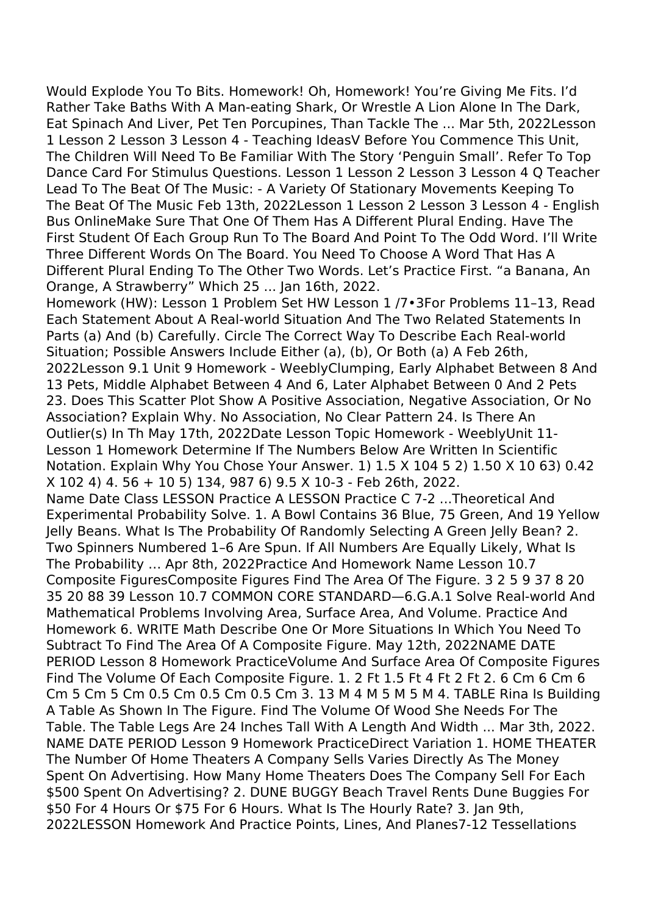Would Explode You To Bits. Homework! Oh, Homework! You're Giving Me Fits. I'd Rather Take Baths With A Man-eating Shark, Or Wrestle A Lion Alone In The Dark, Eat Spinach And Liver, Pet Ten Porcupines, Than Tackle The ... Mar 5th, 2022Lesson 1 Lesson 2 Lesson 3 Lesson 4 - Teaching IdeasV Before You Commence This Unit, The Children Will Need To Be Familiar With The Story 'Penguin Small'. Refer To Top Dance Card For Stimulus Questions. Lesson 1 Lesson 2 Lesson 3 Lesson 4 Q Teacher Lead To The Beat Of The Music: - A Variety Of Stationary Movements Keeping To The Beat Of The Music Feb 13th, 2022Lesson 1 Lesson 2 Lesson 3 Lesson 4 - English Bus OnlineMake Sure That One Of Them Has A Different Plural Ending. Have The First Student Of Each Group Run To The Board And Point To The Odd Word. I'll Write Three Different Words On The Board. You Need To Choose A Word That Has A Different Plural Ending To The Other Two Words. Let's Practice First. "a Banana, An Orange, A Strawberry" Which 25 ... Jan 16th, 2022.

Homework (HW): Lesson 1 Problem Set HW Lesson 1 /7•3For Problems 11–13, Read Each Statement About A Real-world Situation And The Two Related Statements In Parts (a) And (b) Carefully. Circle The Correct Way To Describe Each Real-world Situation; Possible Answers Include Either (a), (b), Or Both (a) A Feb 26th, 2022Lesson 9.1 Unit 9 Homework - WeeblyClumping, Early Alphabet Between 8 And 13 Pets, Middle Alphabet Between 4 And 6, Later Alphabet Between 0 And 2 Pets 23. Does This Scatter Plot Show A Positive Association, Negative Association, Or No Association? Explain Why. No Association, No Clear Pattern 24. Is There An Outlier(s) In Th May 17th, 2022Date Lesson Topic Homework - WeeblyUnit 11- Lesson 1 Homework Determine If The Numbers Below Are Written In Scientific Notation. Explain Why You Chose Your Answer. 1) 1.5 X 104 5 2) 1.50 X 10 63) 0.42 X 102 4) 4. 56 + 10 5) 134, 987 6) 9.5 X 10-3 - Feb 26th, 2022.

Name Date Class LESSON Practice A LESSON Practice C 7-2 ...Theoretical And Experimental Probability Solve. 1. A Bowl Contains 36 Blue, 75 Green, And 19 Yellow Jelly Beans. What Is The Probability Of Randomly Selecting A Green Jelly Bean? 2. Two Spinners Numbered 1–6 Are Spun. If All Numbers Are Equally Likely, What Is The Probability … Apr 8th, 2022Practice And Homework Name Lesson 10.7 Composite FiguresComposite Figures Find The Area Of The Figure. 3 2 5 9 37 8 20 35 20 88 39 Lesson 10.7 COMMON CORE STANDARD—6.G.A.1 Solve Real-world And Mathematical Problems Involving Area, Surface Area, And Volume. Practice And Homework 6. WRITE Math Describe One Or More Situations In Which You Need To Subtract To Find The Area Of A Composite Figure. May 12th, 2022NAME DATE PERIOD Lesson 8 Homework PracticeVolume And Surface Area Of Composite Figures Find The Volume Of Each Composite Figure. 1. 2 Ft 1.5 Ft 4 Ft 2 Ft 2. 6 Cm 6 Cm 6 Cm 5 Cm 5 Cm 0.5 Cm 0.5 Cm 0.5 Cm 3. 13 M 4 M 5 M 5 M 4. TABLE Rina Is Building A Table As Shown In The Figure. Find The Volume Of Wood She Needs For The Table. The Table Legs Are 24 Inches Tall With A Length And Width ... Mar 3th, 2022.

NAME DATE PERIOD Lesson 9 Homework PracticeDirect Variation 1. HOME THEATER The Number Of Home Theaters A Company Sells Varies Directly As The Money Spent On Advertising. How Many Home Theaters Does The Company Sell For Each $500 Spent On Advertising? 2. DUNE BUGGY Beach Travel Rents Dune Buggies For $50 For 4 Hours Or $75 For 6 Hours. What Is The Hourly Rate? 3. Jan 9th, 2022LESSON Homework And Practice Points, Lines, And Planes7-12 Tessellations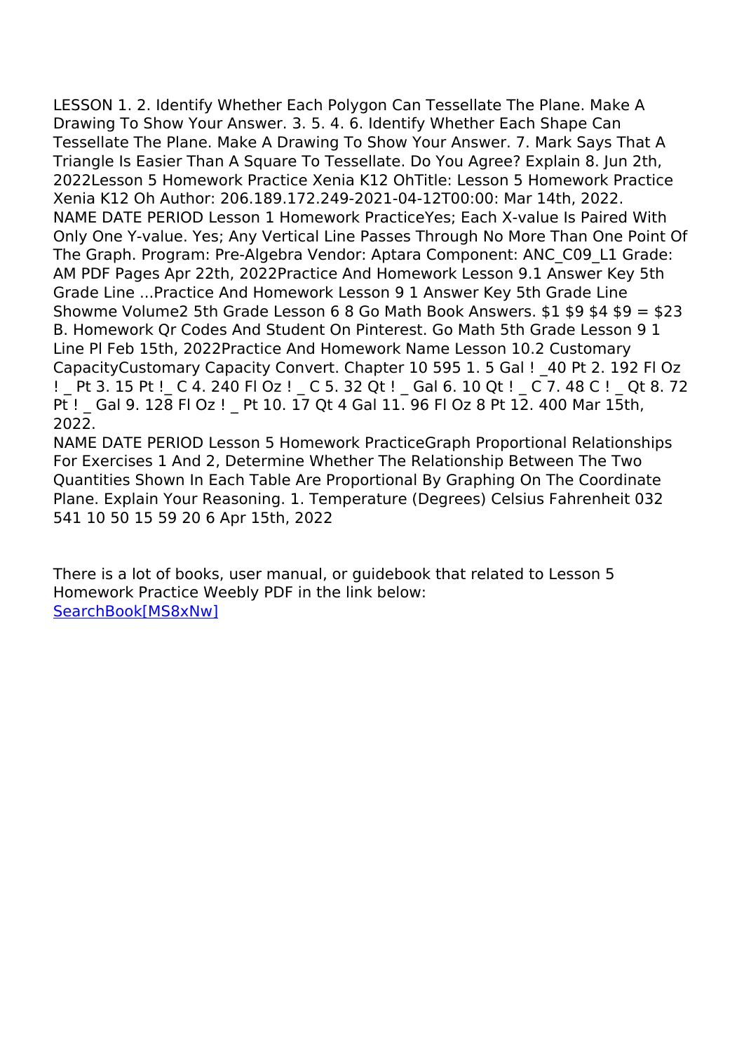LESSON 1. 2. Identify Whether Each Polygon Can Tessellate The Plane. Make A Drawing To Show Your Answer. 3. 5. 4. 6. Identify Whether Each Shape Can Tessellate The Plane. Make A Drawing To Show Your Answer. 7. Mark Says That A Triangle Is Easier Than A Square To Tessellate. Do You Agree? Explain 8. Jun 2th, 2022Lesson 5 Homework Practice Xenia K12 OhTitle: Lesson 5 Homework Practice Xenia K12 Oh Author: 206.189.172.249-2021-04-12T00:00: Mar 14th, 2022.

NAME DATE PERIOD Lesson 1 Homework PracticeYes; Each X-value Is Paired With Only One Y-value. Yes; Any Vertical Line Passes Through No More Than One Point Of The Graph. Program: Pre-Algebra Vendor: Aptara Component: ANC_C09_L1 Grade: AM PDF Pages Apr 22th, 2022Practice And Homework Lesson 9.1 Answer Key 5th Grade Line ...Practice And Homework Lesson 9 1 Answer Key 5th Grade Line Showme Volume2 5th Grade Lesson 6 8 Go Math Book Answers. $1 $9 $4 $9 = $23 B. Homework Qr Codes And Student On Pinterest. Go Math 5th Grade Lesson 9 1 Line Pl Feb 15th, 2022Practice And Homework Name Lesson 10.2 Customary CapacityCustomary Capacity Convert. Chapter 10 595 1. 5 Gal ! _40 Pt 2. 192 Fl Oz ! _ Pt 3. 15 Pt !_ C 4. 240 Fl Oz ! _ C 5. 32 Qt ! _ Gal 6. 10 Qt ! _ C 7. 48 C ! _ Qt 8. 72 Pt ! _ Gal 9. 128 Fl Oz ! _ Pt 10. 17 Qt 4 Gal 11. 96 Fl Oz 8 Pt 12. 400 Mar 15th, 2022.

NAME DATE PERIOD Lesson 5 Homework PracticeGraph Proportional Relationships For Exercises 1 And 2, Determine Whether The Relationship Between The Two Quantities Shown In Each Table Are Proportional By Graphing On The Coordinate Plane. Explain Your Reasoning. 1. Temperature (Degrees) Celsius Fahrenheit 032 541 10 50 15 59 20 6 Apr 15th, 2022

There is a lot of books, user manual, or guidebook that related to Lesson 5 Homework Practice Weebly PDF in the link below:
SearchBook[MS8xNw]